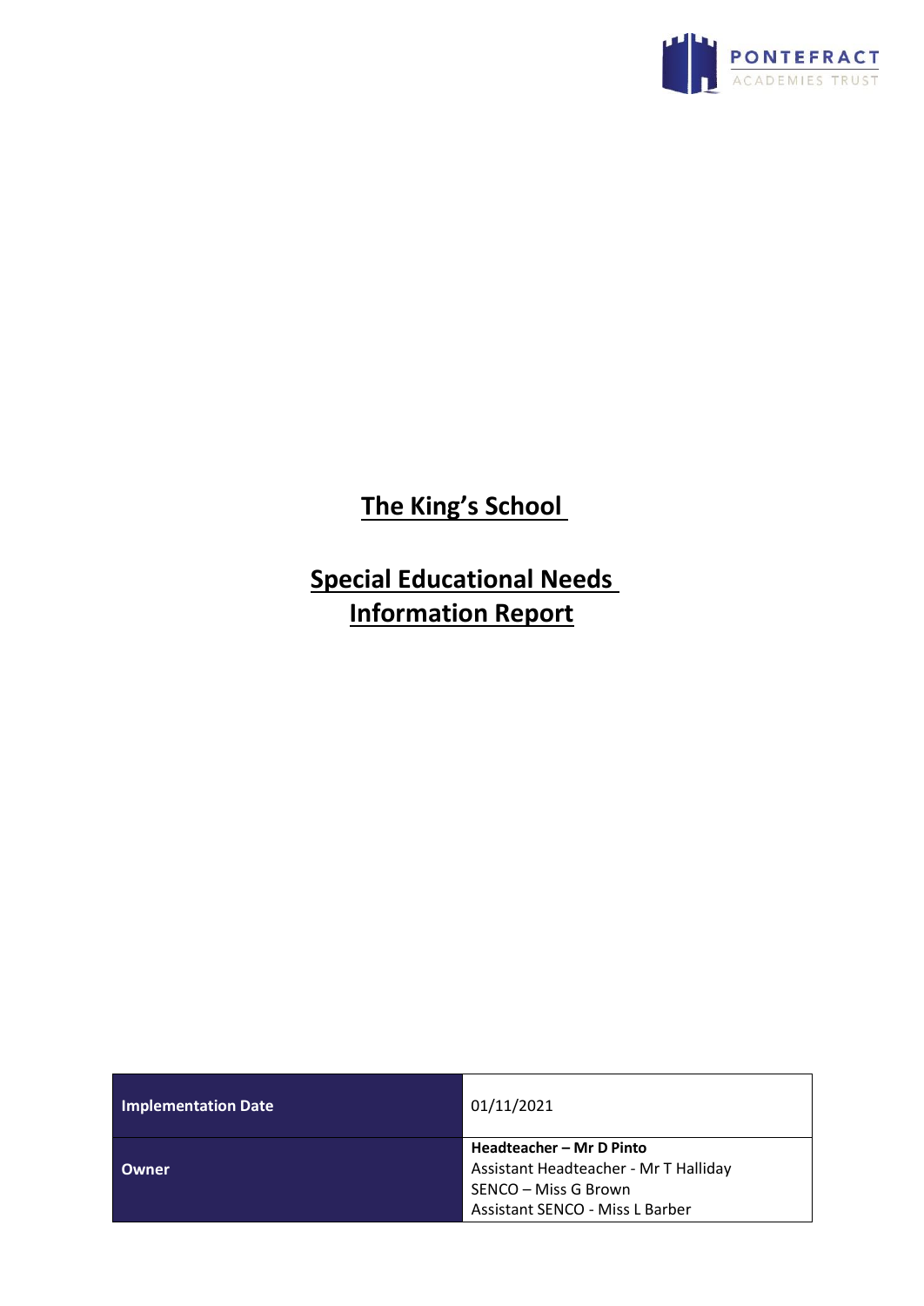PONTEFRACT ACADEMIES TRUST

# The King's School

# Special Educational Needs Information Report

| Implementation Date | 01/11/2021 |
|---|---|
| Owner | **Headteacher – Mr D Pinto**<br>Assistant Headteacher - Mr T Halliday<br>SENCO – Miss G Brown<br>Assistant SENCO - Miss L Barber |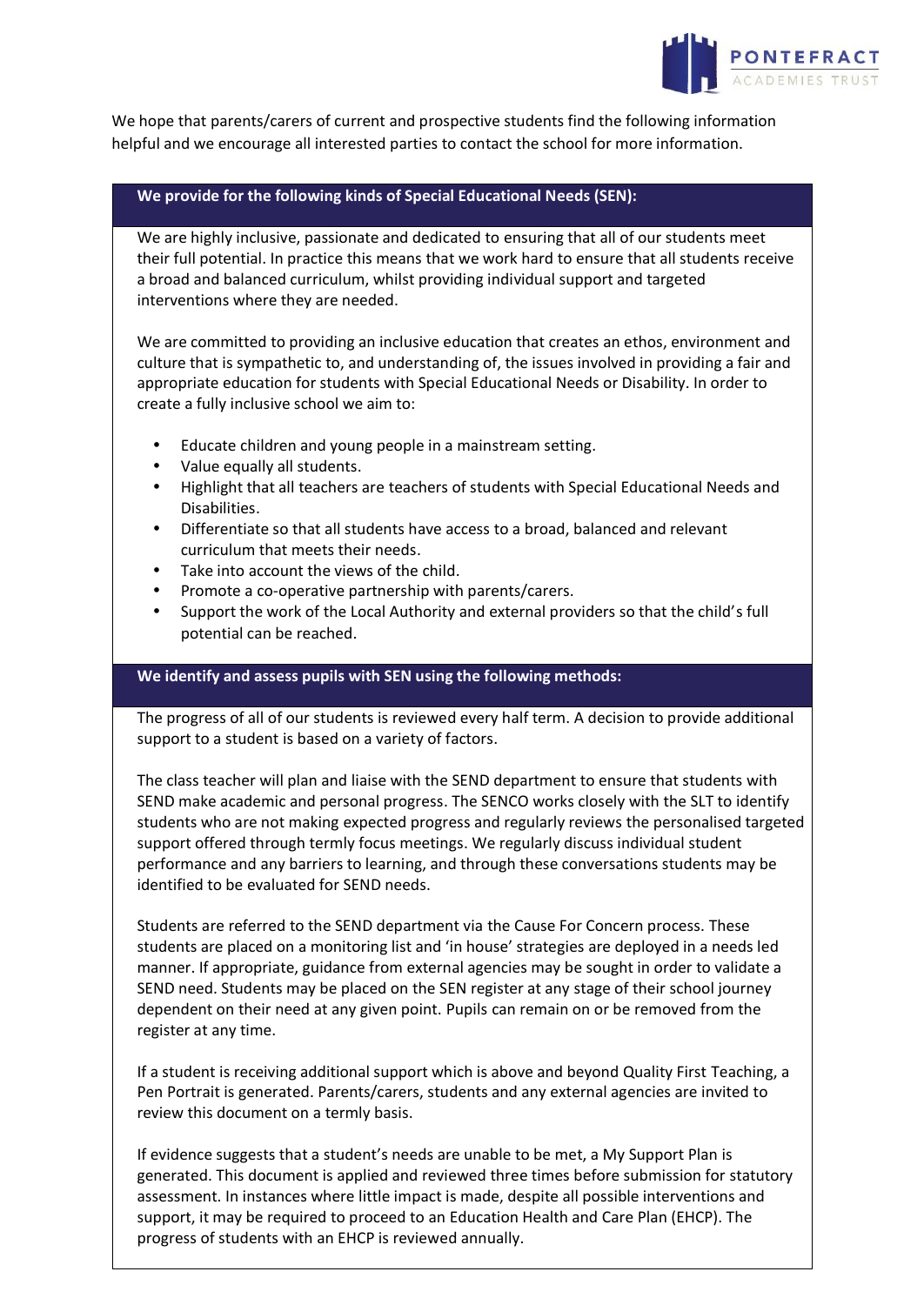We hope that parents/carers of current and prospective students find the following information helpful and we encourage all interested parties to contact the school for more information.

## We provide for the following kinds of Special Educational Needs (SEN):

We are highly inclusive, passionate and dedicated to ensuring that all of our students meet their full potential. In practice this means that we work hard to ensure that all students receive a broad and balanced curriculum, whilst providing individual support and targeted interventions where they are needed.

We are committed to providing an inclusive education that creates an ethos, environment and culture that is sympathetic to, and understanding of, the issues involved in providing a fair and appropriate education for students with Special Educational Needs or Disability. In order to create a fully inclusive school we aim to:

- Educate children and young people in a mainstream setting.
- Value equally all students.
- Highlight that all teachers are teachers of students with Special Educational Needs and Disabilities.
- Differentiate so that all students have access to a broad, balanced and relevant curriculum that meets their needs.
- Take into account the views of the child.
- Promote a co-operative partnership with parents/carers.
- Support the work of the Local Authority and external providers so that the child's full potential can be reached.

## We identify and assess pupils with SEN using the following methods:

The progress of all of our students is reviewed every half term. A decision to provide additional support to a student is based on a variety of factors.

The class teacher will plan and liaise with the SEND department to ensure that students with SEND make academic and personal progress. The SENCO works closely with the SLT to identify students who are not making expected progress and regularly reviews the personalised targeted support offered through termly focus meetings. We regularly discuss individual student performance and any barriers to learning, and through these conversations students may be identified to be evaluated for SEND needs.

Students are referred to the SEND department via the Cause For Concern process. These students are placed on a monitoring list and 'in house' strategies are deployed in a needs led manner. If appropriate, guidance from external agencies may be sought in order to validate a SEND need. Students may be placed on the SEN register at any stage of their school journey dependent on their need at any given point. Pupils can remain on or be removed from the register at any time.

If a student is receiving additional support which is above and beyond Quality First Teaching, a Pen Portrait is generated. Parents/carers, students and any external agencies are invited to review this document on a termly basis.

If evidence suggests that a student's needs are unable to be met, a My Support Plan is generated. This document is applied and reviewed three times before submission for statutory assessment. In instances where little impact is made, despite all possible interventions and support, it may be required to proceed to an Education Health and Care Plan (EHCP). The progress of students with an EHCP is reviewed annually.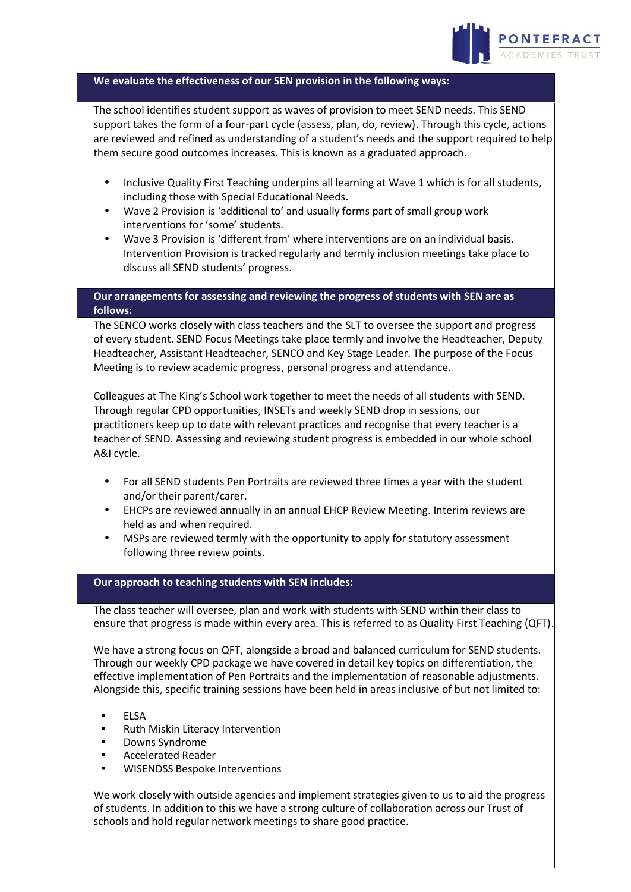## We evaluate the effectiveness of our SEN provision in the following ways:

The school identifies student support as waves of provision to meet SEND needs. This SEND support takes the form of a four-part cycle (assess, plan, do, review). Through this cycle, actions are reviewed and refined as understanding of a student's needs and the support required to help them secure good outcomes increases. This is known as a graduated approach.

- Inclusive Quality First Teaching underpins all learning at Wave 1 which is for all students, including those with Special Educational Needs.
- Wave 2 Provision is 'additional to' and usually forms part of small group work interventions for 'some' students.
- Wave 3 Provision is 'different from' where interventions are on an individual basis. Intervention Provision is tracked regularly and termly inclusion meetings take place to discuss all SEND students' progress.

## Our arrangements for assessing and reviewing the progress of students with SEN are as follows:

The SENCO works closely with class teachers and the SLT to oversee the support and progress of every student. SEND Focus Meetings take place termly and involve the Headteacher, Deputy Headteacher, Assistant Headteacher, SENCO and Key Stage Leader. The purpose of the Focus Meeting is to review academic progress, personal progress and attendance.

Colleagues at The King's School work together to meet the needs of all students with SEND. Through regular CPD opportunities, INSETs and weekly SEND drop in sessions, our practitioners keep up to date with relevant practices and recognise that every teacher is a teacher of SEND. Assessing and reviewing student progress is embedded in our whole school A&I cycle.

- For all SEND students Pen Portraits are reviewed three times a year with the student and/or their parent/carer.
- EHCPs are reviewed annually in an annual EHCP Review Meeting. Interim reviews are held as and when required.
- MSPs are reviewed termly with the opportunity to apply for statutory assessment following three review points.

## Our approach to teaching students with SEN includes:

The class teacher will oversee, plan and work with students with SEND within their class to ensure that progress is made within every area. This is referred to as Quality First Teaching (QFT).

We have a strong focus on QFT, alongside a broad and balanced curriculum for SEND students. Through our weekly CPD package we have covered in detail key topics on differentiation, the effective implementation of Pen Portraits and the implementation of reasonable adjustments. Alongside this, specific training sessions have been held in areas inclusive of but not limited to:

- ELSA
- Ruth Miskin Literacy Intervention
- Downs Syndrome
- Accelerated Reader
- WISENDSS Bespoke Interventions

We work closely with outside agencies and implement strategies given to us to aid the progress of students. In addition to this we have a strong culture of collaboration across our Trust of schools and hold regular network meetings to share good practice.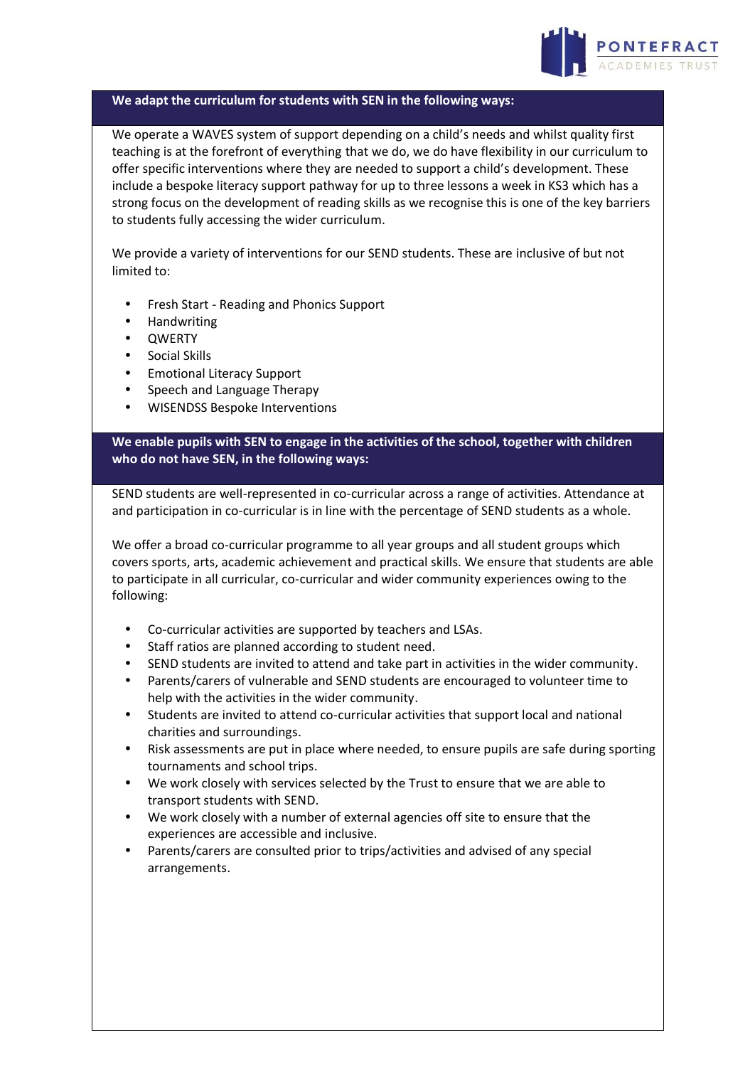**We adapt the curriculum for students with SEN in the following ways:**

We operate a WAVES system of support depending on a child's needs and whilst quality first teaching is at the forefront of everything that we do, we do have flexibility in our curriculum to offer specific interventions where they are needed to support a child's development. These include a bespoke literacy support pathway for up to three lessons a week in KS3 which has a strong focus on the development of reading skills as we recognise this is one of the key barriers to students fully accessing the wider curriculum.

We provide a variety of interventions for our SEND students. These are inclusive of but not limited to:

- Fresh Start - Reading and Phonics Support
- Handwriting
- QWERTY
- Social Skills
- Emotional Literacy Support
- Speech and Language Therapy
- WISENDSS Bespoke Interventions

**We enable pupils with SEN to engage in the activities of the school, together with children who do not have SEN, in the following ways:**

SEND students are well-represented in co-curricular across a range of activities. Attendance at and participation in co-curricular is in line with the percentage of SEND students as a whole.

We offer a broad co-curricular programme to all year groups and all student groups which covers sports, arts, academic achievement and practical skills. We ensure that students are able to participate in all curricular, co-curricular and wider community experiences owing to the following:

- Co-curricular activities are supported by teachers and LSAs.
- Staff ratios are planned according to student need.
- SEND students are invited to attend and take part in activities in the wider community.
- Parents/carers of vulnerable and SEND students are encouraged to volunteer time to help with the activities in the wider community.
- Students are invited to attend co-curricular activities that support local and national charities and surroundings.
- Risk assessments are put in place where needed, to ensure pupils are safe during sporting tournaments and school trips.
- We work closely with services selected by the Trust to ensure that we are able to transport students with SEND.
- We work closely with a number of external agencies off site to ensure that the experiences are accessible and inclusive.
- Parents/carers are consulted prior to trips/activities and advised of any special arrangements.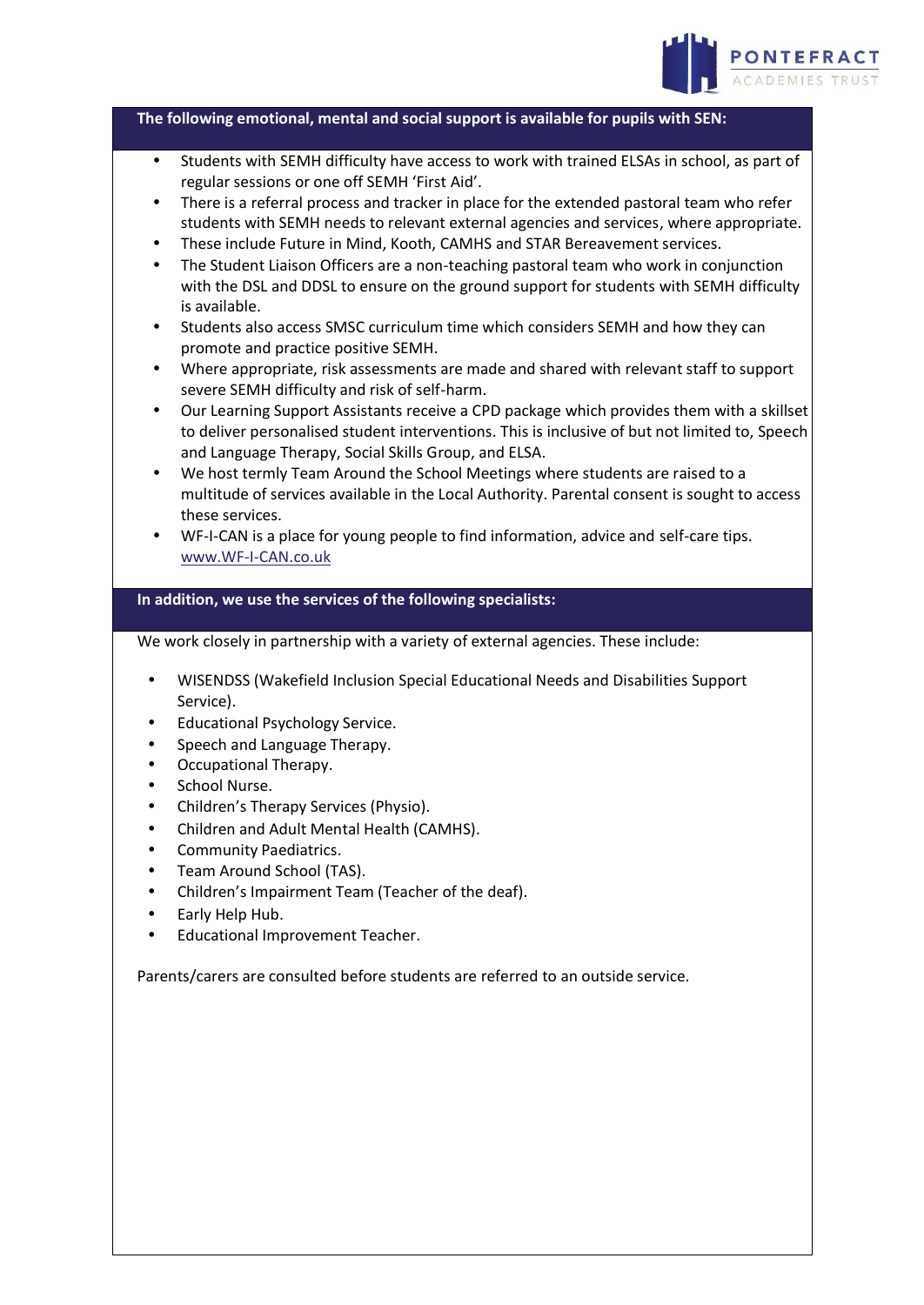**The following emotional, mental and social support is available for pupils with SEN:**

- Students with SEMH difficulty have access to work with trained ELSAs in school, as part of regular sessions or one off SEMH 'First Aid'.
- There is a referral process and tracker in place for the extended pastoral team who refer students with SEMH needs to relevant external agencies and services, where appropriate.
- These include Future in Mind, Kooth, CAMHS and STAR Bereavement services.
- The Student Liaison Officers are a non-teaching pastoral team who work in conjunction with the DSL and DDSL to ensure on the ground support for students with SEMH difficulty is available.
- Students also access SMSC curriculum time which considers SEMH and how they can promote and practice positive SEMH.
- Where appropriate, risk assessments are made and shared with relevant staff to support severe SEMH difficulty and risk of self-harm.
- Our Learning Support Assistants receive a CPD package which provides them with a skillset to deliver personalised student interventions. This is inclusive of but not limited to, Speech and Language Therapy, Social Skills Group, and ELSA.
- We host termly Team Around the School Meetings where students are raised to a multitude of services available in the Local Authority. Parental consent is sought to access these services.
- WF-I-CAN is a place for young people to find information, advice and self-care tips. [www.WF-I-CAN.co.uk](www.WF-I-CAN.co.uk)

**In addition, we use the services of the following specialists:**

We work closely in partnership with a variety of external agencies. These include:

- WISENDSS (Wakefield Inclusion Special Educational Needs and Disabilities Support Service).
- Educational Psychology Service.
- Speech and Language Therapy.
- Occupational Therapy.
- School Nurse.
- Children's Therapy Services (Physio).
- Children and Adult Mental Health (CAMHS).
- Community Paediatrics.
- Team Around School (TAS).
- Children's Impairment Team (Teacher of the deaf).
- Early Help Hub.
- Educational Improvement Teacher.

Parents/carers are consulted before students are referred to an outside service.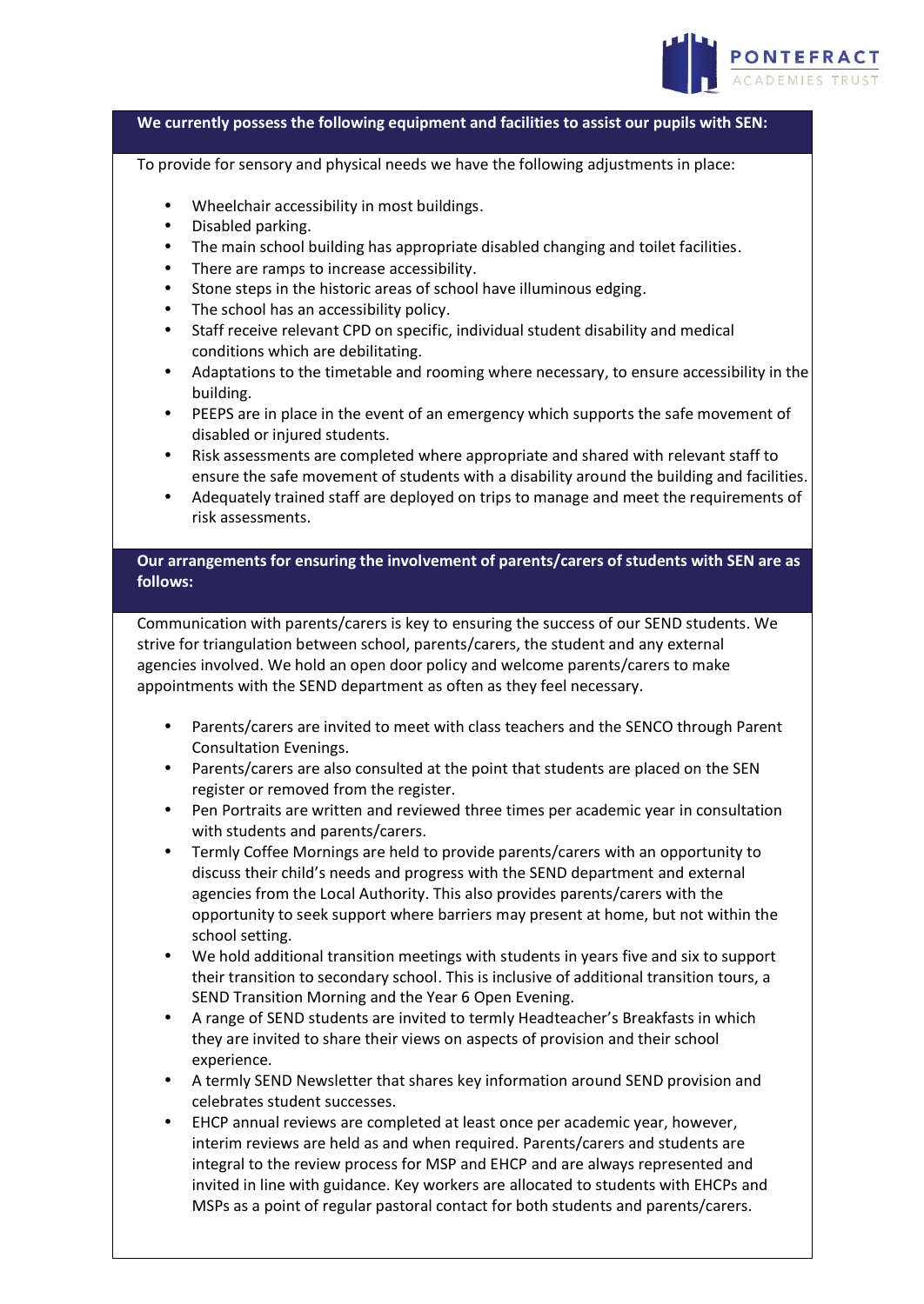**We currently possess the following equipment and facilities to assist our pupils with SEN:**

To provide for sensory and physical needs we have the following adjustments in place:

- Wheelchair accessibility in most buildings.
- Disabled parking.
- The main school building has appropriate disabled changing and toilet facilities.
- There are ramps to increase accessibility.
- Stone steps in the historic areas of school have illuminous edging.
- The school has an accessibility policy.
- Staff receive relevant CPD on specific, individual student disability and medical conditions which are debilitating.
- Adaptations to the timetable and rooming where necessary, to ensure accessibility in the building.
- PEEPS are in place in the event of an emergency which supports the safe movement of disabled or injured students.
- Risk assessments are completed where appropriate and shared with relevant staff to ensure the safe movement of students with a disability around the building and facilities.
- Adequately trained staff are deployed on trips to manage and meet the requirements of risk assessments.

**Our arrangements for ensuring the involvement of parents/carers of students with SEN are as follows:**

Communication with parents/carers is key to ensuring the success of our SEND students. We strive for triangulation between school, parents/carers, the student and any external agencies involved. We hold an open door policy and welcome parents/carers to make appointments with the SEND department as often as they feel necessary.

- Parents/carers are invited to meet with class teachers and the SENCO through Parent Consultation Evenings.
- Parents/carers are also consulted at the point that students are placed on the SEN register or removed from the register.
- Pen Portraits are written and reviewed three times per academic year in consultation with students and parents/carers.
- Termly Coffee Mornings are held to provide parents/carers with an opportunity to discuss their child's needs and progress with the SEND department and external agencies from the Local Authority. This also provides parents/carers with the opportunity to seek support where barriers may present at home, but not within the school setting.
- We hold additional transition meetings with students in years five and six to support their transition to secondary school. This is inclusive of additional transition tours, a SEND Transition Morning and the Year 6 Open Evening.
- A range of SEND students are invited to termly Headteacher's Breakfasts in which they are invited to share their views on aspects of provision and their school experience.
- A termly SEND Newsletter that shares key information around SEND provision and celebrates student successes.
- EHCP annual reviews are completed at least once per academic year, however, interim reviews are held as and when required. Parents/carers and students are integral to the review process for MSP and EHCP and are always represented and invited in line with guidance. Key workers are allocated to students with EHCPs and MSPs as a point of regular pastoral contact for both students and parents/carers.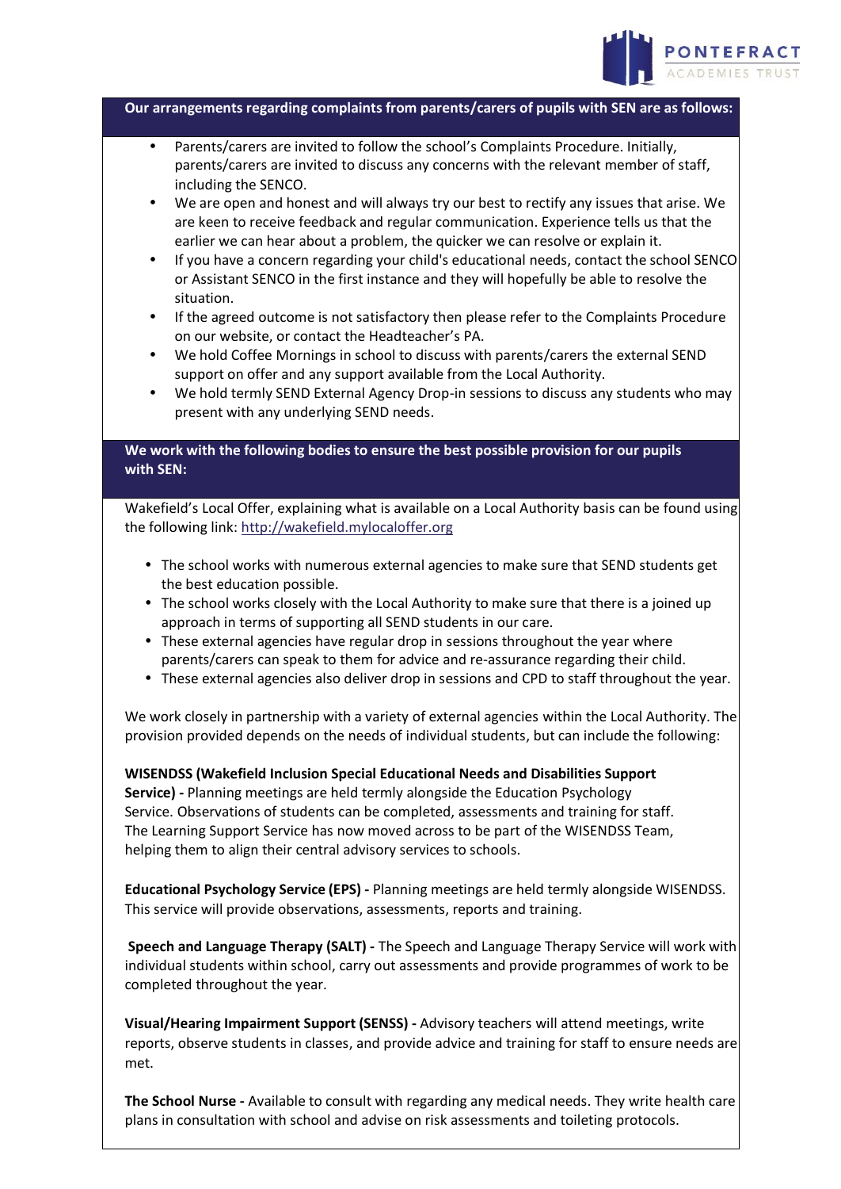**Our arrangements regarding complaints from parents/carers of pupils with SEN are as follows:**

- Parents/carers are invited to follow the school's Complaints Procedure. Initially, parents/carers are invited to discuss any concerns with the relevant member of staff, including the SENCO.
- We are open and honest and will always try our best to rectify any issues that arise. We are keen to receive feedback and regular communication. Experience tells us that the earlier we can hear about a problem, the quicker we can resolve or explain it.
- If you have a concern regarding your child's educational needs, contact the school SENCO or Assistant SENCO in the first instance and they will hopefully be able to resolve the situation.
- If the agreed outcome is not satisfactory then please refer to the Complaints Procedure on our website, or contact the Headteacher's PA.
- We hold Coffee Mornings in school to discuss with parents/carers the external SEND support on offer and any support available from the Local Authority.
- We hold termly SEND External Agency Drop-in sessions to discuss any students who may present with any underlying SEND needs.

**We work with the following bodies to ensure the best possible provision for our pupils with SEN:**

Wakefield's Local Offer, explaining what is available on a Local Authority basis can be found using the following link: [http://wakefield.mylocaloffer.org](http://wakefield.mylocaloffer.org)

- The school works with numerous external agencies to make sure that SEND students get the best education possible.
- The school works closely with the Local Authority to make sure that there is a joined up approach in terms of supporting all SEND students in our care.
- These external agencies have regular drop in sessions throughout the year where parents/carers can speak to them for advice and re-assurance regarding their child.
- These external agencies also deliver drop in sessions and CPD to staff throughout the year.

We work closely in partnership with a variety of external agencies within the Local Authority. The provision provided depends on the needs of individual students, but can include the following:

**WISENDSS (Wakefield Inclusion Special Educational Needs and Disabilities Support Service) -** Planning meetings are held termly alongside the Education Psychology Service. Observations of students can be completed, assessments and training for staff. The Learning Support Service has now moved across to be part of the WISENDSS Team, helping them to align their central advisory services to schools.

**Educational Psychology Service (EPS) -** Planning meetings are held termly alongside WISENDSS. This service will provide observations, assessments, reports and training.

**Speech and Language Therapy (SALT) -** The Speech and Language Therapy Service will work with individual students within school, carry out assessments and provide programmes of work to be completed throughout the year.

**Visual/Hearing Impairment Support (SENSS) -** Advisory teachers will attend meetings, write reports, observe students in classes, and provide advice and training for staff to ensure needs are met.

**The School Nurse -** Available to consult with regarding any medical needs. They write health care plans in consultation with school and advise on risk assessments and toileting protocols.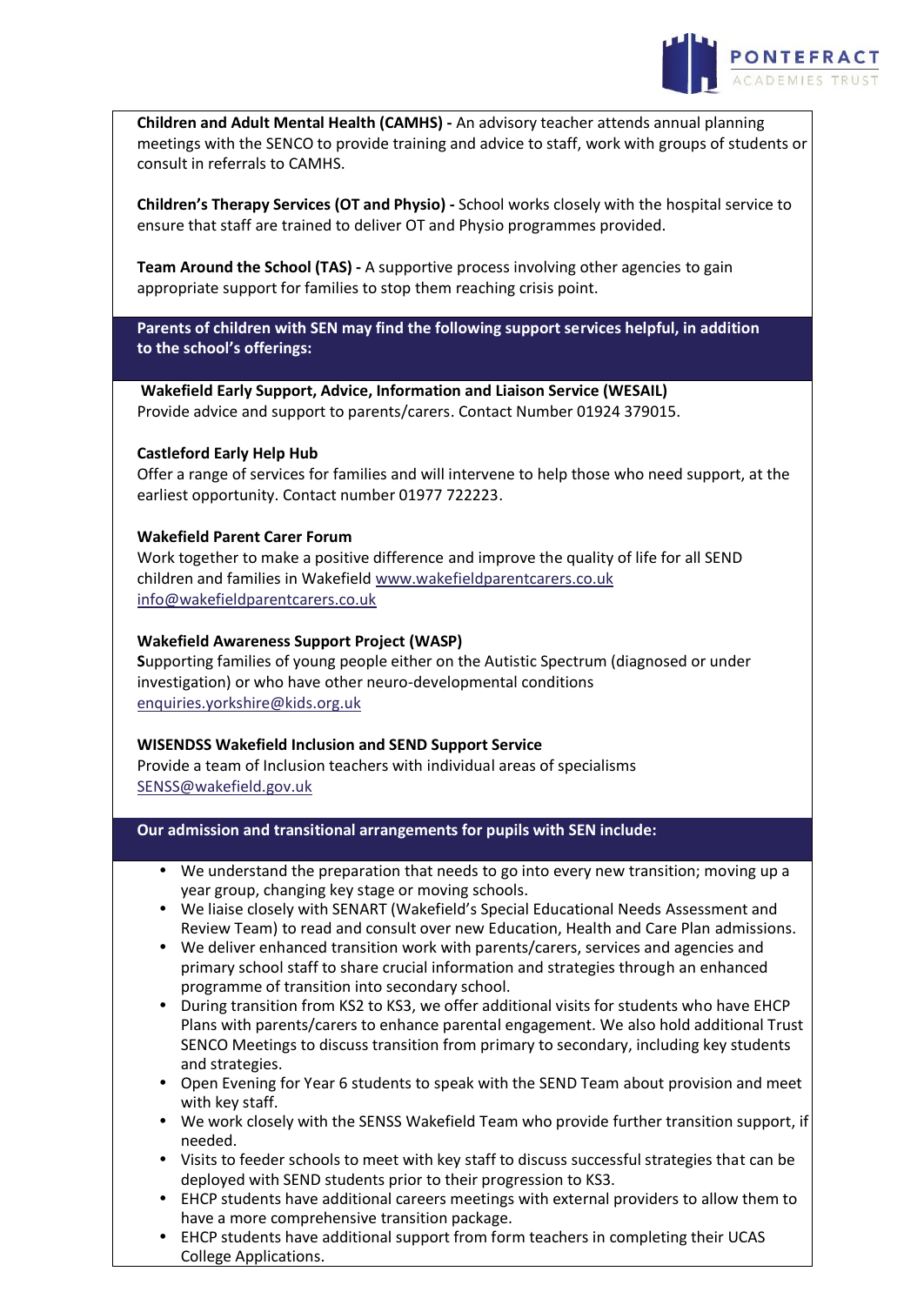**Children and Adult Mental Health (CAMHS) -** An advisory teacher attends annual planning meetings with the SENCO to provide training and advice to staff, work with groups of students or consult in referrals to CAMHS.

**Children's Therapy Services (OT and Physio) -** School works closely with the hospital service to ensure that staff are trained to deliver OT and Physio programmes provided.

**Team Around the School (TAS) -** A supportive process involving other agencies to gain appropriate support for families to stop them reaching crisis point.

## Parents of children with SEN may find the following support services helpful, in addition to the school's offerings:

**Wakefield Early Support, Advice, Information and Liaison Service (WESAIL)**
Provide advice and support to parents/carers. Contact Number 01924 379015.

**Castleford Early Help Hub**
Offer a range of services for families and will intervene to help those who need support, at the earliest opportunity. Contact number 01977 722223.

**Wakefield Parent Carer Forum**
Work together to make a positive difference and improve the quality of life for all SEND children and families in Wakefield www.wakefieldparentcarers.co.uk
info@wakefieldparentcarers.co.uk

**Wakefield Awareness Support Project (WASP)**
**S**upporting families of young people either on the Autistic Spectrum (diagnosed or under investigation) or who have other neuro-developmental conditions
enquiries.yorkshire@kids.org.uk

**WISENDSS Wakefield Inclusion and SEND Support Service**
Provide a team of Inclusion teachers with individual areas of specialisms
SENSS@wakefield.gov.uk

## Our admission and transitional arrangements for pupils with SEN include:

- We understand the preparation that needs to go into every new transition; moving up a year group, changing key stage or moving schools.
- We liaise closely with SENART (Wakefield's Special Educational Needs Assessment and Review Team) to read and consult over new Education, Health and Care Plan admissions.
- We deliver enhanced transition work with parents/carers, services and agencies and primary school staff to share crucial information and strategies through an enhanced programme of transition into secondary school.
- During transition from KS2 to KS3, we offer additional visits for students who have EHCP Plans with parents/carers to enhance parental engagement. We also hold additional Trust SENCO Meetings to discuss transition from primary to secondary, including key students and strategies.
- Open Evening for Year 6 students to speak with the SEND Team about provision and meet with key staff.
- We work closely with the SENSS Wakefield Team who provide further transition support, if needed.
- Visits to feeder schools to meet with key staff to discuss successful strategies that can be deployed with SEND students prior to their progression to KS3.
- EHCP students have additional careers meetings with external providers to allow them to have a more comprehensive transition package.
- EHCP students have additional support from form teachers in completing their UCAS College Applications.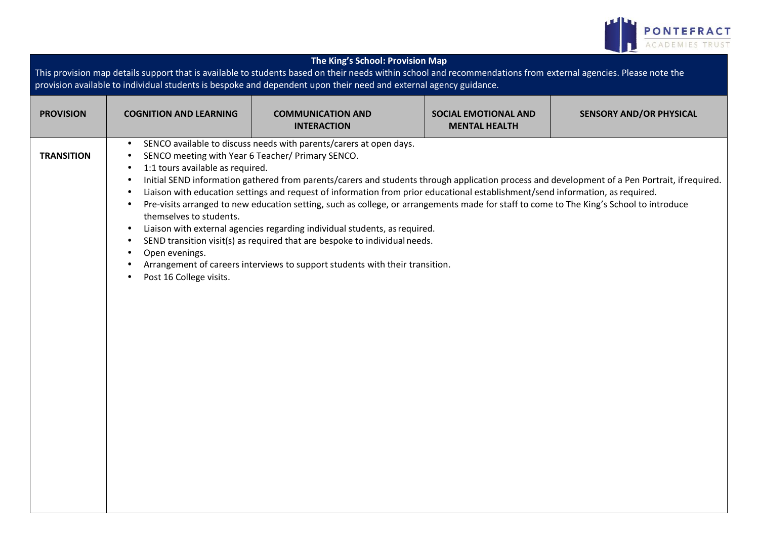**The King's School: Provision Map**

This provision map details support that is available to students based on their needs within school and recommendations from external agencies. Please note the provision available to individual students is bespoke and dependent upon their need and external agency guidance.

| PROVISION | COGNITION AND LEARNING | COMMUNICATION AND INTERACTION | SOCIAL EMOTIONAL AND MENTAL HEALTH | SENSORY AND/OR PHYSICAL |
|---|---|---|---|---|
| **TRANSITION** | • SENCO available to discuss needs with parents/carers at open days.<br>• SENCO meeting with Year 6 Teacher/ Primary SENCO.<br>• 1:1 tours available as required.<br>• Initial SEND information gathered from parents/carers and students through application process and development of a Pen Portrait, if required.<br>• Liaison with education settings and request of information from prior educational establishment/send information, as required.<br>• Pre-visits arranged to new education setting, such as college, or arrangements made for staff to come to The King's School to introduce themselves to students.<br>• Liaison with external agencies regarding individual students, as required.<br>• SEND transition visit(s) as required that are bespoke to individual needs.<br>• Open evenings.<br>• Arrangement of careers interviews to support students with their transition.<br>• Post 16 College visits. | | | |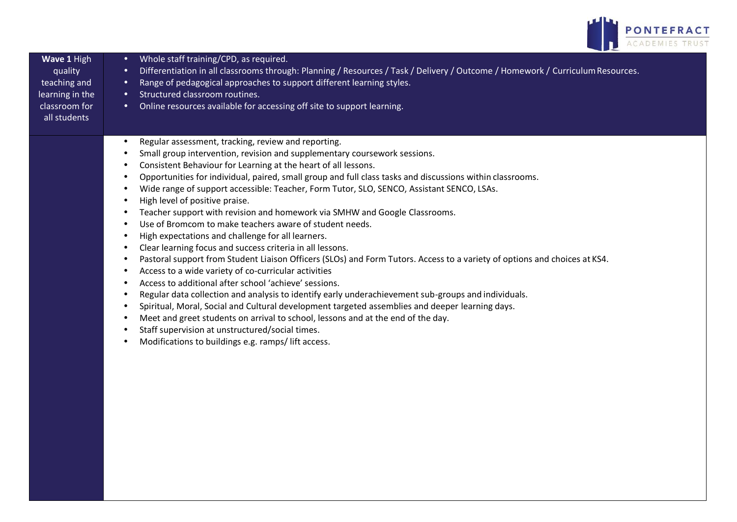| **Wave 1** High quality teaching and learning in the classroom for all students | <ul><li>Whole staff training/CPD, as required.</li><li>Differentiation in all classrooms through: Planning / Resources / Task / Delivery / Outcome / Homework / Curriculum Resources.</li><li>Range of pedagogical approaches to support different learning styles.</li><li>Structured classroom routines.</li><li>Online resources available for accessing off site to support learning.</li></ul> |
| --- | --- |
| | <ul><li>Regular assessment, tracking, review and reporting.</li><li>Small group intervention, revision and supplementary coursework sessions.</li><li>Consistent Behaviour for Learning at the heart of all lessons.</li><li>Opportunities for individual, paired, small group and full class tasks and discussions within classrooms.</li><li>Wide range of support accessible: Teacher, Form Tutor, SLO, SENCO, Assistant SENCO, LSAs.</li><li>High level of positive praise.</li><li>Teacher support with revision and homework via SMHW and Google Classrooms.</li><li>Use of Bromcom to make teachers aware of student needs.</li><li>High expectations and challenge for all learners.</li><li>Clear learning focus and success criteria in all lessons.</li><li>Pastoral support from Student Liaison Officers (SLOs) and Form Tutors. Access to a variety of options and choices at KS4.</li><li>Access to a wide variety of co-curricular activities</li><li>Access to additional after school 'achieve' sessions.</li><li>Regular data collection and analysis to identify early underachievement sub-groups and individuals.</li><li>Spiritual, Moral, Social and Cultural development targeted assemblies and deeper learning days.</li><li>Meet and greet students on arrival to school, lessons and at the end of the day.</li><li>Staff supervision at unstructured/social times.</li><li>Modifications to buildings e.g. ramps/ lift access.</li></ul> |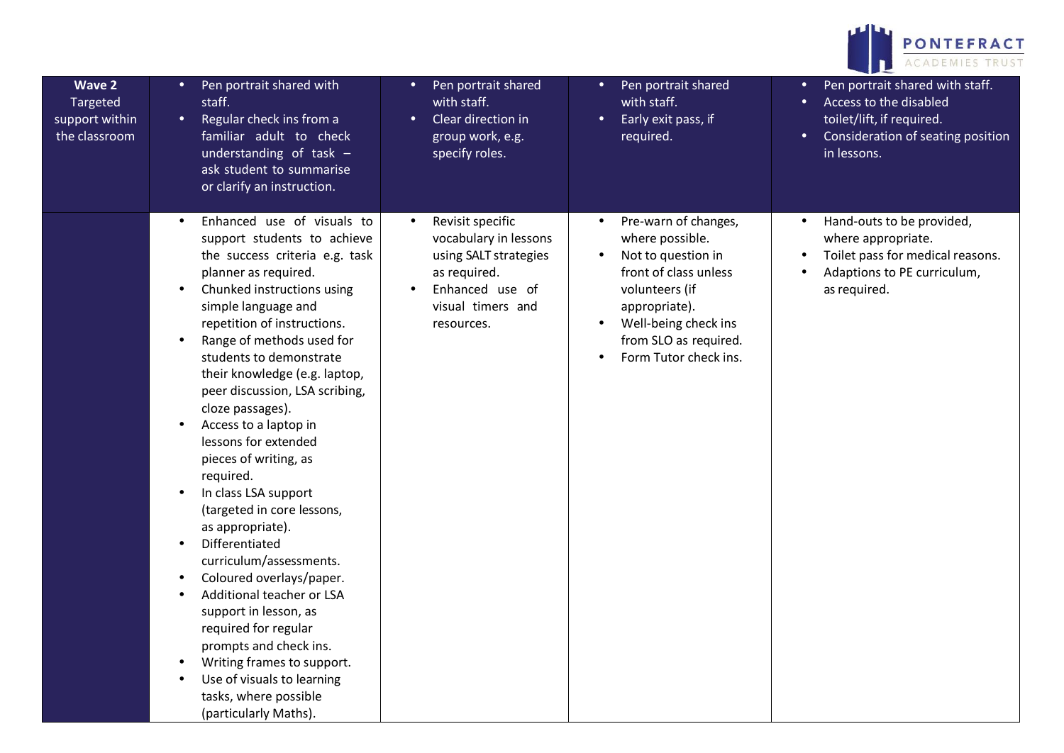| **Wave 2** Targeted support within the classroom | • Pen portrait shared with staff.<br>• Regular check ins from a familiar adult to check understanding of task – ask student to summarise or clarify an instruction. | • Pen portrait shared with staff.<br>• Clear direction in group work, e.g. specify roles. | • Pen portrait shared with staff.<br>• Early exit pass, if required. | • Pen portrait shared with staff.<br>• Access to the disabled toilet/lift, if required.<br>• Consideration of seating position in lessons. |
|---|---|---|---|---|
| | • Enhanced use of visuals to support students to achieve the success criteria e.g. task planner as required.<br>• Chunked instructions using simple language and repetition of instructions.<br>• Range of methods used for students to demonstrate their knowledge (e.g. laptop, peer discussion, LSA scribing, cloze passages).<br>• Access to a laptop in lessons for extended pieces of writing, as required.<br>• In class LSA support (targeted in core lessons, as appropriate).<br>• Differentiated curriculum/assessments.<br>• Coloured overlays/paper.<br>• Additional teacher or LSA support in lesson, as required for regular prompts and check ins.<br>• Writing frames to support.<br>• Use of visuals to learning tasks, where possible (particularly Maths). | • Revisit specific vocabulary in lessons using SALT strategies as required.<br>• Enhanced use of visual timers and resources. | • Pre-warn of changes, where possible.<br>• Not to question in front of class unless volunteers (if appropriate).<br>• Well-being check ins from SLO as required.<br>• Form Tutor check ins. | • Hand-outs to be provided, where appropriate.<br>• Toilet pass for medical reasons.<br>• Adaptions to PE curriculum, as required. |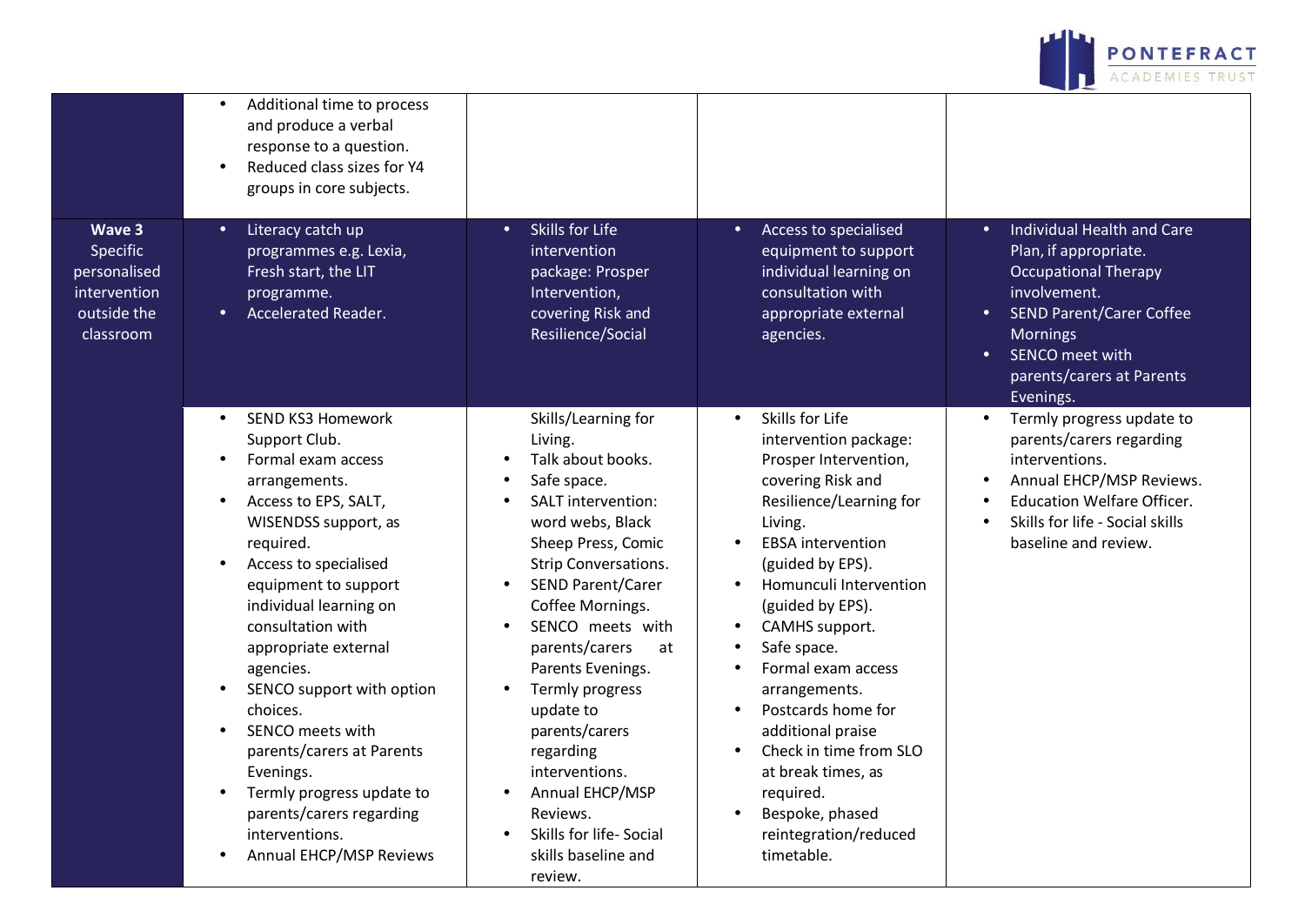| | | | | |
|---|---|---|---|---|
| | • Additional time to process and produce a verbal response to a question.<br>• Reduced class sizes for Y4 groups in core subjects. | | | |
| **Wave 3** Specific personalised intervention outside the classroom | • Literacy catch up programmes e.g. Lexia, Fresh start, the LIT programme.<br>• Accelerated Reader. | • Skills for Life intervention package: Prosper Intervention, covering Risk and Resilience/Social | • Access to specialised equipment to support individual learning on consultation with appropriate external agencies. | • Individual Health and Care Plan, if appropriate. Occupational Therapy involvement.<br>• SEND Parent/Carer Coffee Mornings<br>• SENCO meet with parents/carers at Parents Evenings. |
| | • SEND KS3 Homework Support Club.<br>• Formal exam access arrangements.<br>• Access to EPS, SALT, WISENDSS support, as required.<br>• Access to specialised equipment to support individual learning on consultation with appropriate external agencies.<br>• SENCO support with option choices.<br>• SENCO meets with parents/carers at Parents Evenings.<br>• Termly progress update to parents/carers regarding interventions.<br>• Annual EHCP/MSP Reviews | Skills/Learning for Living.<br>• Talk about books.<br>• Safe space.<br>• SALT intervention: word webs, Black Sheep Press, Comic Strip Conversations.<br>• SEND Parent/Carer Coffee Mornings.<br>• SENCO meets with parents/carers at Parents Evenings.<br>• Termly progress update to parents/carers regarding interventions.<br>• Annual EHCP/MSP Reviews.<br>• Skills for life- Social skills baseline and review. | • Skills for Life intervention package: Prosper Intervention, covering Risk and Resilience/Learning for Living.<br>• EBSA intervention (guided by EPS).<br>• Homunculi Intervention (guided by EPS).<br>• CAMHS support.<br>• Safe space.<br>• Formal exam access arrangements.<br>• Postcards home for additional praise<br>• Check in time from SLO at break times, as required.<br>• Bespoke, phased reintegration/reduced timetable. | • Termly progress update to parents/carers regarding interventions.<br>• Annual EHCP/MSP Reviews.<br>• Education Welfare Officer.<br>• Skills for life - Social skills baseline and review. |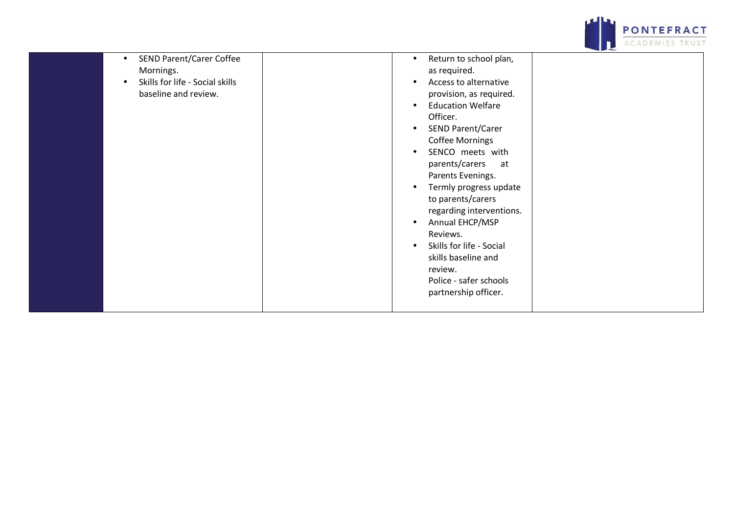| | | | | |
|---|---|---|---|---|
| | • SEND Parent/Carer Coffee Mornings.<br>• Skills for life - Social skills baseline and review. | | • Return to school plan, as required.<br>• Access to alternative provision, as required.<br>• Education Welfare Officer.<br>• SEND Parent/Carer Coffee Mornings<br>• SENCO meets with parents/carers at Parents Evenings.<br>• Termly progress update to parents/carers regarding interventions.<br>• Annual EHCP/MSP Reviews.<br>• Skills for life - Social skills baseline and review.<br>Police - safer schools partnership officer. | |